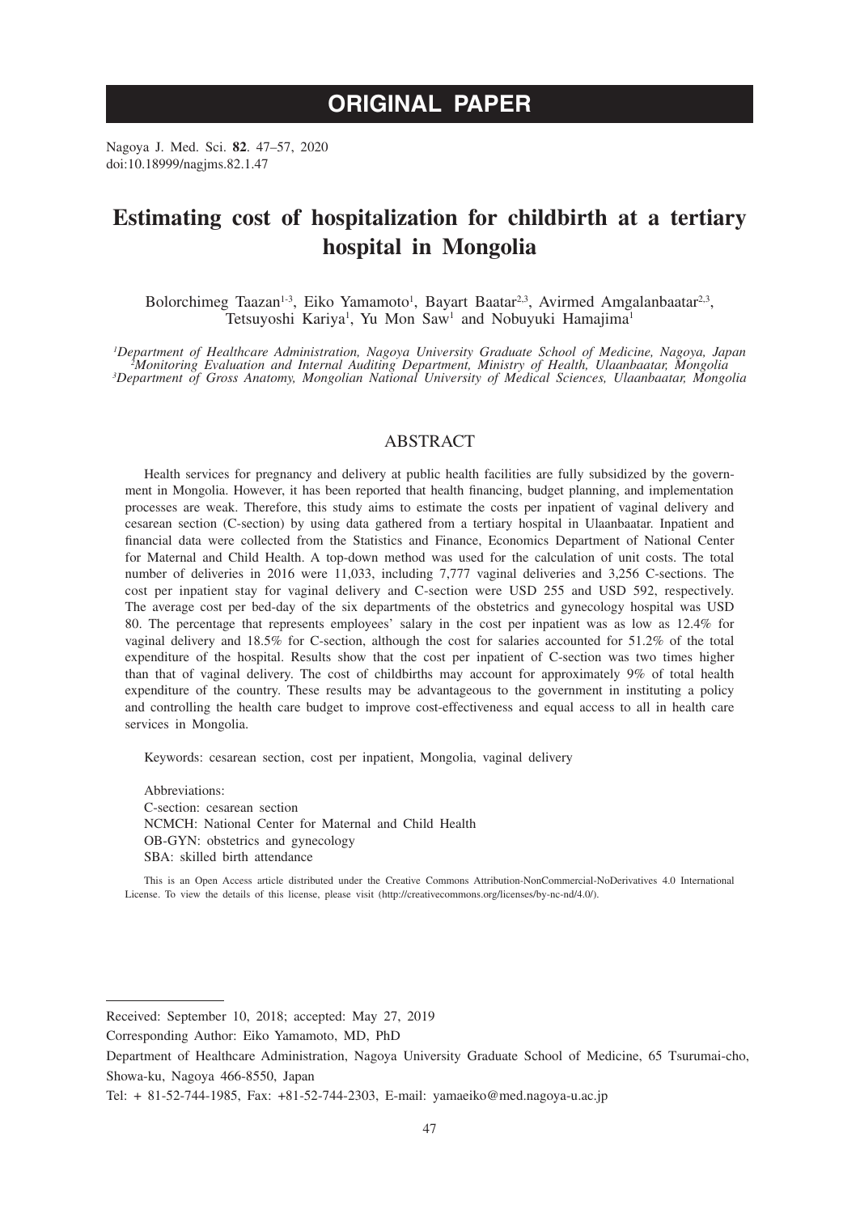# ORIGINAL PAPER

Nagoya J. Med. Sci. **82**. 47–57, 2020
doi:10.18999/nagjms.82.1.47

# Estimating cost of hospitalization for childbirth at a tertiary hospital in Mongolia

Bolorchimeg Taazan[1-3], Eiko Yamamoto[1], Bayart Baatar[2,3], Avirmed Amgalanbaatar[2,3], Tetsuyoshi Kariya[1], Yu Mon Saw[1] and Nobuyuki Hamajima[1]

*[1]Department of Healthcare Administration, Nagoya University Graduate School of Medicine, Nagoya, Japan*
*[2]Monitoring Evaluation and Internal Auditing Department, Ministry of Health, Ulaanbaatar, Mongolia*
*[3]Department of Gross Anatomy, Mongolian National University of Medical Sciences, Ulaanbaatar, Mongolia*

## ABSTRACT

Health services for pregnancy and delivery at public health facilities are fully subsidized by the government in Mongolia. However, it has been reported that health financing, budget planning, and implementation processes are weak. Therefore, this study aims to estimate the costs per inpatient of vaginal delivery and cesarean section (C-section) by using data gathered from a tertiary hospital in Ulaanbaatar. Inpatient and financial data were collected from the Statistics and Finance, Economics Department of National Center for Maternal and Child Health. A top-down method was used for the calculation of unit costs. The total number of deliveries in 2016 were 11,033, including 7,777 vaginal deliveries and 3,256 C-sections. The cost per inpatient stay for vaginal delivery and C-section were USD 255 and USD 592, respectively. The average cost per bed-day of the six departments of the obstetrics and gynecology hospital was USD 80. The percentage that represents employees' salary in the cost per inpatient was as low as 12.4% for vaginal delivery and 18.5% for C-section, although the cost for salaries accounted for 51.2% of the total expenditure of the hospital. Results show that the cost per inpatient of C-section was two times higher than that of vaginal delivery. The cost of childbirths may account for approximately 9% of total health expenditure of the country. These results may be advantageous to the government in instituting a policy and controlling the health care budget to improve cost-effectiveness and equal access to all in health care services in Mongolia.

Keywords: cesarean section, cost per inpatient, Mongolia, vaginal delivery

Abbreviations:
C-section: cesarean section
NCMCH: National Center for Maternal and Child Health
OB-GYN: obstetrics and gynecology
SBA: skilled birth attendance

This is an Open Access article distributed under the Creative Commons Attribution-NonCommercial-NoDerivatives 4.0 International License. To view the details of this license, please visit (http://creativecommons.org/licenses/by-nc-nd/4.0/).

---

Received: September 10, 2018; accepted: May 27, 2019

Corresponding Author: Eiko Yamamoto, MD, PhD

Department of Healthcare Administration, Nagoya University Graduate School of Medicine, 65 Tsurumai-cho, Showa-ku, Nagoya 466-8550, Japan

Tel: + 81-52-744-1985, Fax: +81-52-744-2303, E-mail: yamaeiko@med.nagoya-u.ac.jp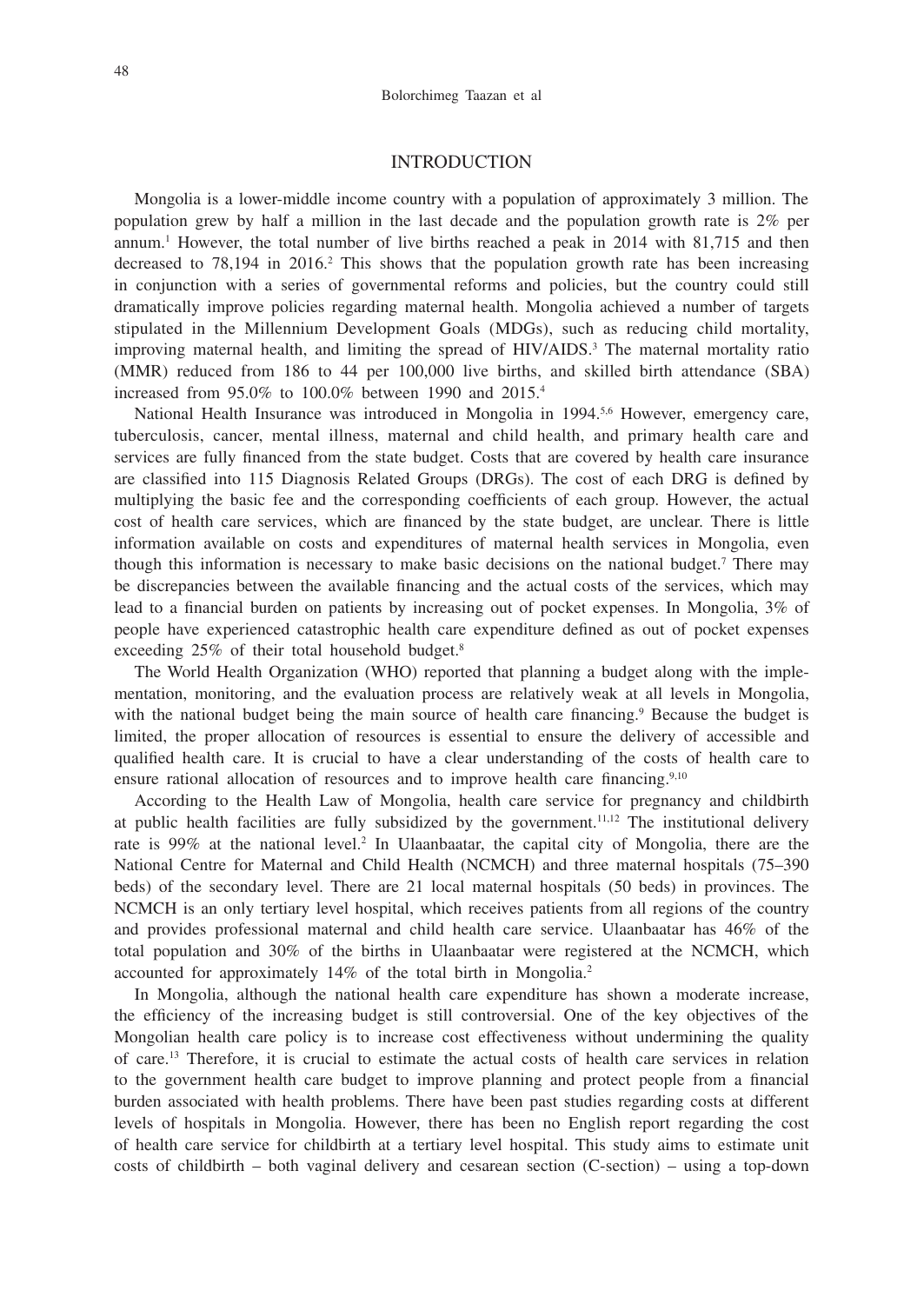## INTRODUCTION

Mongolia is a lower-middle income country with a population of approximately 3 million. The population grew by half a million in the last decade and the population growth rate is 2% per annum.[1] However, the total number of live births reached a peak in 2014 with 81,715 and then decreased to 78,194 in 2016.[2] This shows that the population growth rate has been increasing in conjunction with a series of governmental reforms and policies, but the country could still dramatically improve policies regarding maternal health. Mongolia achieved a number of targets stipulated in the Millennium Development Goals (MDGs), such as reducing child mortality, improving maternal health, and limiting the spread of HIV/AIDS.[3] The maternal mortality ratio (MMR) reduced from 186 to 44 per 100,000 live births, and skilled birth attendance (SBA) increased from 95.0% to 100.0% between 1990 and 2015.[4]

National Health Insurance was introduced in Mongolia in 1994.[5,6] However, emergency care, tuberculosis, cancer, mental illness, maternal and child health, and primary health care and services are fully financed from the state budget. Costs that are covered by health care insurance are classified into 115 Diagnosis Related Groups (DRGs). The cost of each DRG is defined by multiplying the basic fee and the corresponding coefficients of each group. However, the actual cost of health care services, which are financed by the state budget, are unclear. There is little information available on costs and expenditures of maternal health services in Mongolia, even though this information is necessary to make basic decisions on the national budget.[7] There may be discrepancies between the available financing and the actual costs of the services, which may lead to a financial burden on patients by increasing out of pocket expenses. In Mongolia, 3% of people have experienced catastrophic health care expenditure defined as out of pocket expenses exceeding 25% of their total household budget.[8]

The World Health Organization (WHO) reported that planning a budget along with the implementation, monitoring, and the evaluation process are relatively weak at all levels in Mongolia, with the national budget being the main source of health care financing.[9] Because the budget is limited, the proper allocation of resources is essential to ensure the delivery of accessible and qualified health care. It is crucial to have a clear understanding of the costs of health care to ensure rational allocation of resources and to improve health care financing.[9,10]

According to the Health Law of Mongolia, health care service for pregnancy and childbirth at public health facilities are fully subsidized by the government.[11,12] The institutional delivery rate is 99% at the national level.[2] In Ulaanbaatar, the capital city of Mongolia, there are the National Centre for Maternal and Child Health (NCMCH) and three maternal hospitals (75–390 beds) of the secondary level. There are 21 local maternal hospitals (50 beds) in provinces. The NCMCH is an only tertiary level hospital, which receives patients from all regions of the country and provides professional maternal and child health care service. Ulaanbaatar has 46% of the total population and 30% of the births in Ulaanbaatar were registered at the NCMCH, which accounted for approximately 14% of the total birth in Mongolia.[2]

In Mongolia, although the national health care expenditure has shown a moderate increase, the efficiency of the increasing budget is still controversial. One of the key objectives of the Mongolian health care policy is to increase cost effectiveness without undermining the quality of care.[13] Therefore, it is crucial to estimate the actual costs of health care services in relation to the government health care budget to improve planning and protect people from a financial burden associated with health problems. There have been past studies regarding costs at different levels of hospitals in Mongolia. However, there has been no English report regarding the cost of health care service for childbirth at a tertiary level hospital. This study aims to estimate unit costs of childbirth – both vaginal delivery and cesarean section (C-section) – using a top-down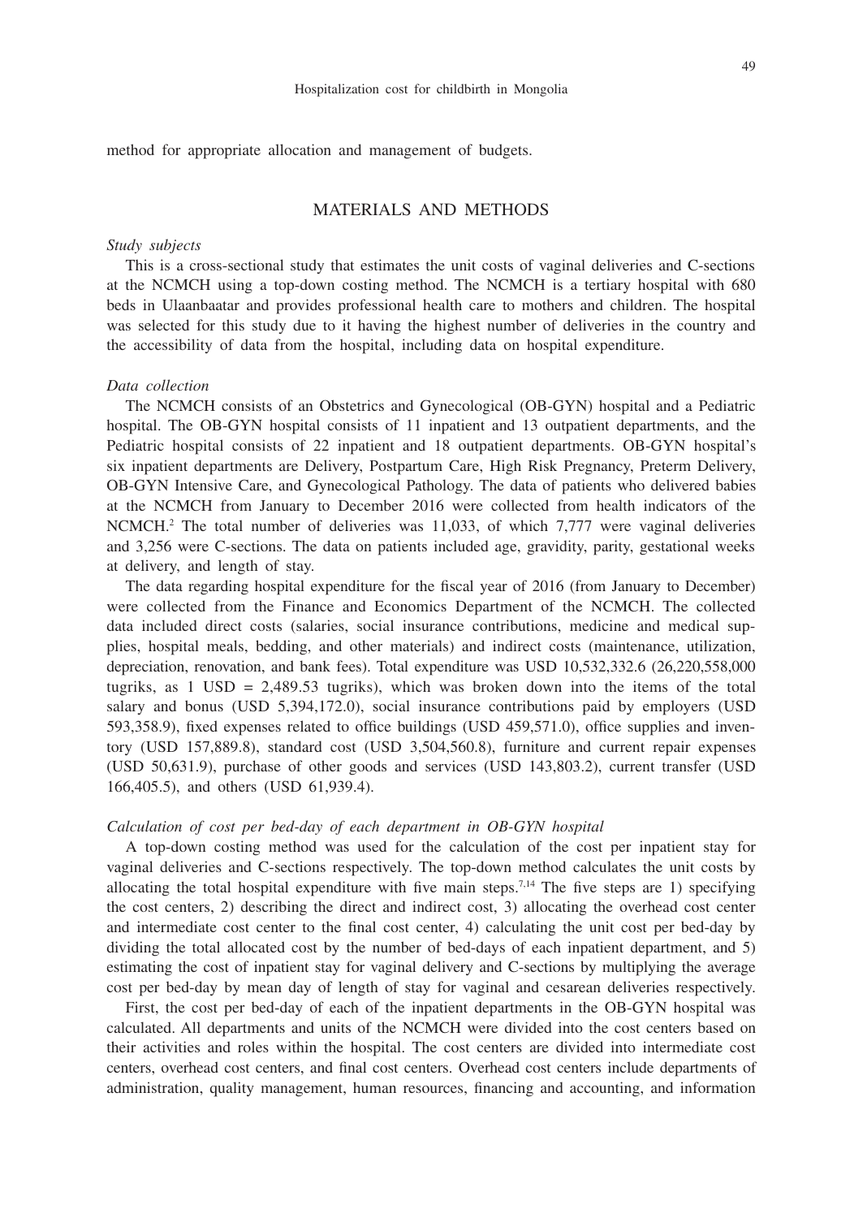method for appropriate allocation and management of budgets.

## MATERIALS AND METHODS

*Study subjects*

This is a cross-sectional study that estimates the unit costs of vaginal deliveries and C-sections at the NCMCH using a top-down costing method. The NCMCH is a tertiary hospital with 680 beds in Ulaanbaatar and provides professional health care to mothers and children. The hospital was selected for this study due to it having the highest number of deliveries in the country and the accessibility of data from the hospital, including data on hospital expenditure.

*Data collection*

The NCMCH consists of an Obstetrics and Gynecological (OB-GYN) hospital and a Pediatric hospital. The OB-GYN hospital consists of 11 inpatient and 13 outpatient departments, and the Pediatric hospital consists of 22 inpatient and 18 outpatient departments. OB-GYN hospital's six inpatient departments are Delivery, Postpartum Care, High Risk Pregnancy, Preterm Delivery, OB-GYN Intensive Care, and Gynecological Pathology. The data of patients who delivered babies at the NCMCH from January to December 2016 were collected from health indicators of the NCMCH.[2] The total number of deliveries was 11,033, of which 7,777 were vaginal deliveries and 3,256 were C-sections. The data on patients included age, gravidity, parity, gestational weeks at delivery, and length of stay.

The data regarding hospital expenditure for the fiscal year of 2016 (from January to December) were collected from the Finance and Economics Department of the NCMCH. The collected data included direct costs (salaries, social insurance contributions, medicine and medical supplies, hospital meals, bedding, and other materials) and indirect costs (maintenance, utilization, depreciation, renovation, and bank fees). Total expenditure was USD 10,532,332.6 (26,220,558,000 tugriks, as 1 USD = 2,489.53 tugriks), which was broken down into the items of the total salary and bonus (USD 5,394,172.0), social insurance contributions paid by employers (USD 593,358.9), fixed expenses related to office buildings (USD 459,571.0), office supplies and inventory (USD 157,889.8), standard cost (USD 3,504,560.8), furniture and current repair expenses (USD 50,631.9), purchase of other goods and services (USD 143,803.2), current transfer (USD 166,405.5), and others (USD 61,939.4).

*Calculation of cost per bed-day of each department in OB-GYN hospital*

A top-down costing method was used for the calculation of the cost per inpatient stay for vaginal deliveries and C-sections respectively. The top-down method calculates the unit costs by allocating the total hospital expenditure with five main steps.[7,14] The five steps are 1) specifying the cost centers, 2) describing the direct and indirect cost, 3) allocating the overhead cost center and intermediate cost center to the final cost center, 4) calculating the unit cost per bed-day by dividing the total allocated cost by the number of bed-days of each inpatient department, and 5) estimating the cost of inpatient stay for vaginal delivery and C-sections by multiplying the average cost per bed-day by mean day of length of stay for vaginal and cesarean deliveries respectively.

First, the cost per bed-day of each of the inpatient departments in the OB-GYN hospital was calculated. All departments and units of the NCMCH were divided into the cost centers based on their activities and roles within the hospital. The cost centers are divided into intermediate cost centers, overhead cost centers, and final cost centers. Overhead cost centers include departments of administration, quality management, human resources, financing and accounting, and information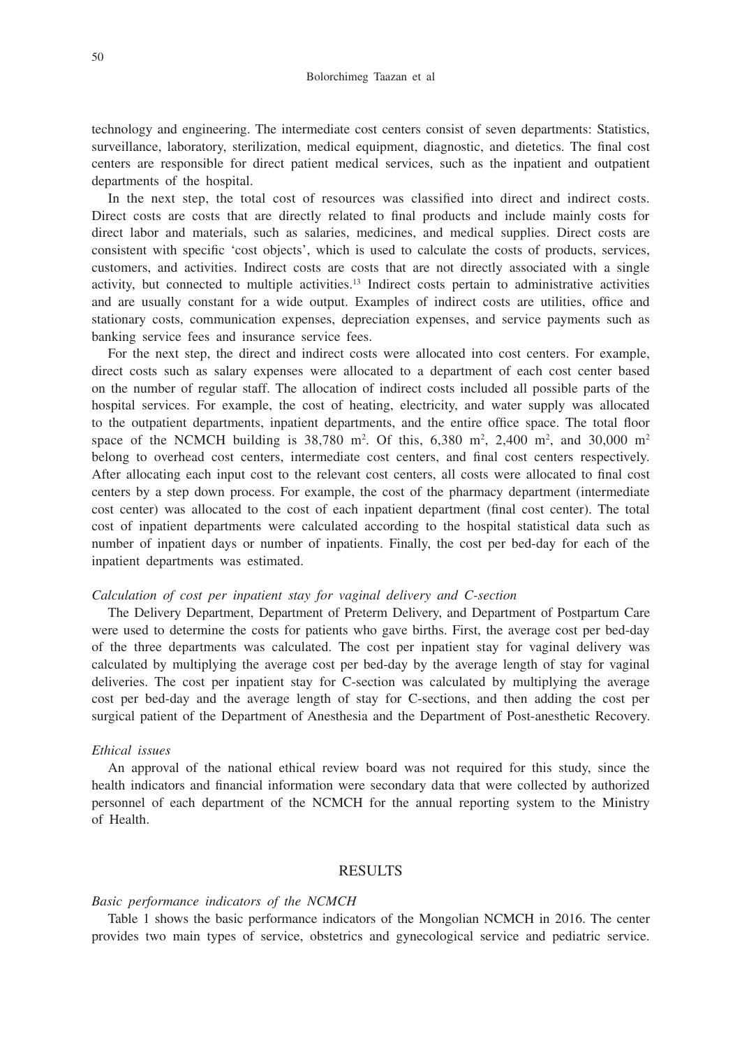technology and engineering. The intermediate cost centers consist of seven departments: Statistics, surveillance, laboratory, sterilization, medical equipment, diagnostic, and dietetics. The final cost centers are responsible for direct patient medical services, such as the inpatient and outpatient departments of the hospital.

In the next step, the total cost of resources was classified into direct and indirect costs. Direct costs are costs that are directly related to final products and include mainly costs for direct labor and materials, such as salaries, medicines, and medical supplies. Direct costs are consistent with specific 'cost objects', which is used to calculate the costs of products, services, customers, and activities. Indirect costs are costs that are not directly associated with a single activity, but connected to multiple activities.[13] Indirect costs pertain to administrative activities and are usually constant for a wide output. Examples of indirect costs are utilities, office and stationary costs, communication expenses, depreciation expenses, and service payments such as banking service fees and insurance service fees.

For the next step, the direct and indirect costs were allocated into cost centers. For example, direct costs such as salary expenses were allocated to a department of each cost center based on the number of regular staff. The allocation of indirect costs included all possible parts of the hospital services. For example, the cost of heating, electricity, and water supply was allocated to the outpatient departments, inpatient departments, and the entire office space. The total floor space of the NCMCH building is 38,780 $m^2$. Of this, 6,380 $m^2$, 2,400 $m^2$, and 30,000 $m^2$ belong to overhead cost centers, intermediate cost centers, and final cost centers respectively. After allocating each input cost to the relevant cost centers, all costs were allocated to final cost centers by a step down process. For example, the cost of the pharmacy department (intermediate cost center) was allocated to the cost of each inpatient department (final cost center). The total cost of inpatient departments were calculated according to the hospital statistical data such as number of inpatient days or number of inpatients. Finally, the cost per bed-day for each of the inpatient departments was estimated.

*Calculation of cost per inpatient stay for vaginal delivery and C-section*

The Delivery Department, Department of Preterm Delivery, and Department of Postpartum Care were used to determine the costs for patients who gave births. First, the average cost per bed-day of the three departments was calculated. The cost per inpatient stay for vaginal delivery was calculated by multiplying the average cost per bed-day by the average length of stay for vaginal deliveries. The cost per inpatient stay for C-section was calculated by multiplying the average cost per bed-day and the average length of stay for C-sections, and then adding the cost per surgical patient of the Department of Anesthesia and the Department of Post-anesthetic Recovery.

*Ethical issues*

An approval of the national ethical review board was not required for this study, since the health indicators and financial information were secondary data that were collected by authorized personnel of each department of the NCMCH for the annual reporting system to the Ministry of Health.

## RESULTS

*Basic performance indicators of the NCMCH*

Table 1 shows the basic performance indicators of the Mongolian NCMCH in 2016. The center provides two main types of service, obstetrics and gynecological service and pediatric service.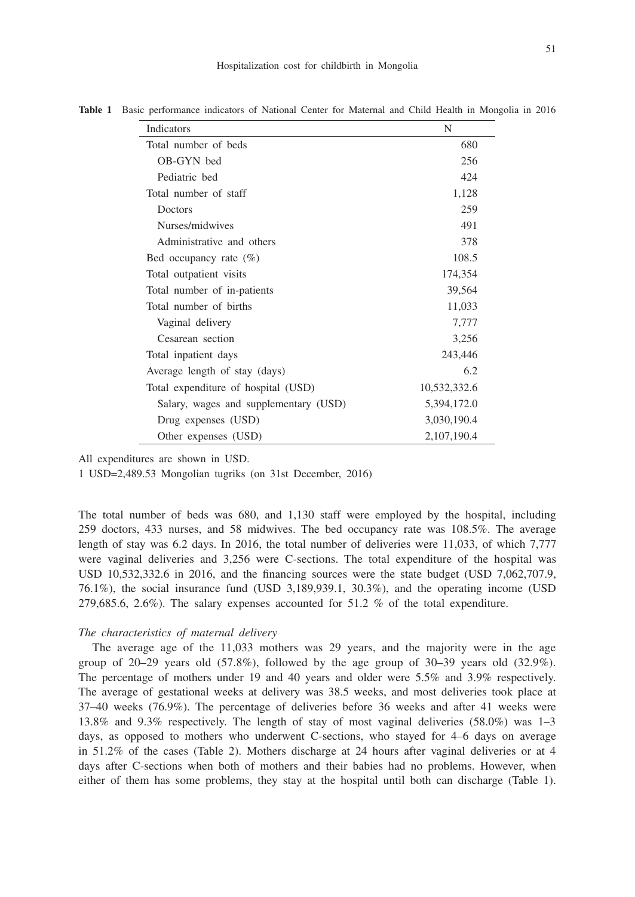**Table 1** Basic performance indicators of National Center for Maternal and Child Health in Mongolia in 2016

| Indicators | N |
|---|---|
| Total number of beds | 680 |
| OB-GYN bed | 256 |
| Pediatric bed | 424 |
| Total number of staff | 1,128 |
| Doctors | 259 |
| Nurses/midwives | 491 |
| Administrative and others | 378 |
| Bed occupancy rate (%) | 108.5 |
| Total outpatient visits | 174,354 |
| Total number of in-patients | 39,564 |
| Total number of births | 11,033 |
| Vaginal delivery | 7,777 |
| Cesarean section | 3,256 |
| Total inpatient days | 243,446 |
| Average length of stay (days) | 6.2 |
| Total expenditure of hospital (USD) | 10,532,332.6 |
| Salary, wages and supplementary (USD) | 5,394,172.0 |
| Drug expenses (USD) | 3,030,190.4 |
| Other expenses (USD) | 2,107,190.4 |

All expenditures are shown in USD.
1 USD=2,489.53 Mongolian tugriks (on 31st December, 2016)

The total number of beds was 680, and 1,130 staff were employed by the hospital, including 259 doctors, 433 nurses, and 58 midwives. The bed occupancy rate was 108.5%. The average length of stay was 6.2 days. In 2016, the total number of deliveries were 11,033, of which 7,777 were vaginal deliveries and 3,256 were C-sections. The total expenditure of the hospital was USD 10,532,332.6 in 2016, and the financing sources were the state budget (USD 7,062,707.9, 76.1%), the social insurance fund (USD 3,189,939.1, 30.3%), and the operating income (USD 279,685.6, 2.6%). The salary expenses accounted for 51.2 % of the total expenditure.

*The characteristics of maternal delivery*

The average age of the 11,033 mothers was 29 years, and the majority were in the age group of 20–29 years old (57.8%), followed by the age group of 30–39 years old (32.9%). The percentage of mothers under 19 and 40 years and older were 5.5% and 3.9% respectively. The average of gestational weeks at delivery was 38.5 weeks, and most deliveries took place at 37–40 weeks (76.9%). The percentage of deliveries before 36 weeks and after 41 weeks were 13.8% and 9.3% respectively. The length of stay of most vaginal deliveries (58.0%) was 1–3 days, as opposed to mothers who underwent C-sections, who stayed for 4–6 days on average in 51.2% of the cases (Table 2). Mothers discharge at 24 hours after vaginal deliveries or at 4 days after C-sections when both of mothers and their babies had no problems. However, when either of them has some problems, they stay at the hospital until both can discharge (Table 1).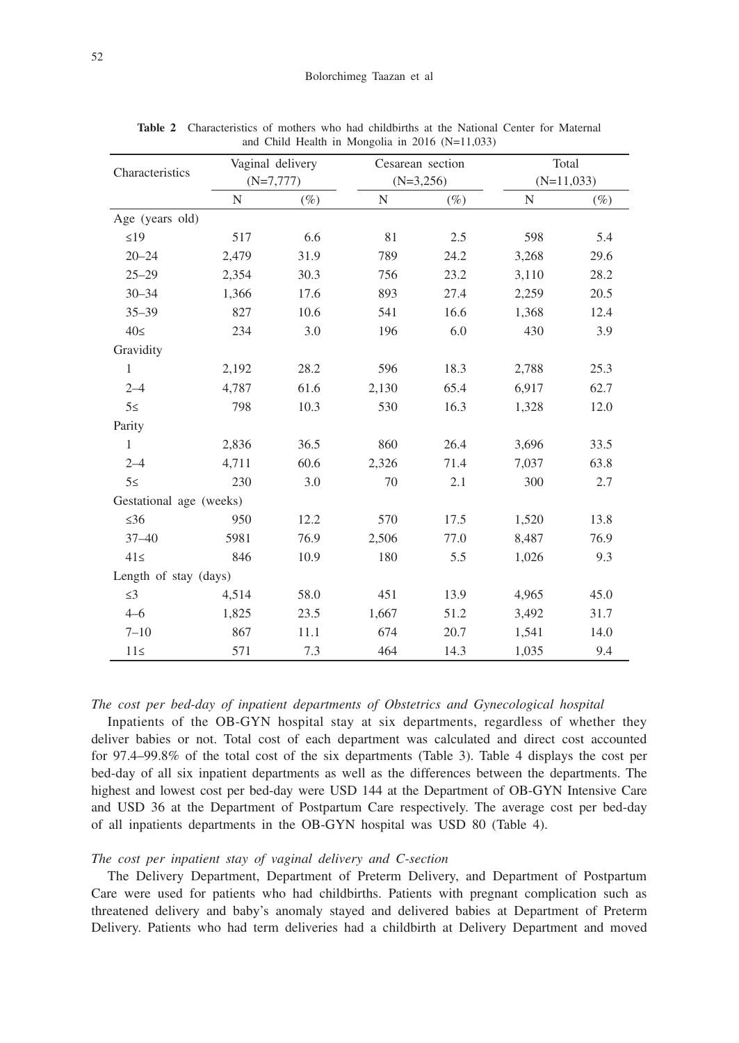**Table 2** Characteristics of mothers who had childbirths at the National Center for Maternal and Child Health in Mongolia in 2016 (N=11,033)

| Characteristics | Vaginal delivery (N=7,777) | | Cesarean section (N=3,256) | | Total (N=11,033) | |
|---|---|---|---|---|---|---|
| | N | (%) | N | (%) | N | (%) |
| Age (years old) | | | | | | |
| ≤19 | 517 | 6.6 | 81 | 2.5 | 598 | 5.4 |
| 20–24 | 2,479 | 31.9 | 789 | 24.2 | 3,268 | 29.6 |
| 25–29 | 2,354 | 30.3 | 756 | 23.2 | 3,110 | 28.2 |
| 30–34 | 1,366 | 17.6 | 893 | 27.4 | 2,259 | 20.5 |
| 35–39 | 827 | 10.6 | 541 | 16.6 | 1,368 | 12.4 |
| 40≤ | 234 | 3.0 | 196 | 6.0 | 430 | 3.9 |
| Gravidity | | | | | | |
| 1 | 2,192 | 28.2 | 596 | 18.3 | 2,788 | 25.3 |
| 2–4 | 4,787 | 61.6 | 2,130 | 65.4 | 6,917 | 62.7 |
| 5≤ | 798 | 10.3 | 530 | 16.3 | 1,328 | 12.0 |
| Parity | | | | | | |
| 1 | 2,836 | 36.5 | 860 | 26.4 | 3,696 | 33.5 |
| 2–4 | 4,711 | 60.6 | 2,326 | 71.4 | 7,037 | 63.8 |
| 5≤ | 230 | 3.0 | 70 | 2.1 | 300 | 2.7 |
| Gestational age (weeks) | | | | | | |
| ≤36 | 950 | 12.2 | 570 | 17.5 | 1,520 | 13.8 |
| 37–40 | 5981 | 76.9 | 2,506 | 77.0 | 8,487 | 76.9 |
| 41≤ | 846 | 10.9 | 180 | 5.5 | 1,026 | 9.3 |
| Length of stay (days) | | | | | | |
| ≤3 | 4,514 | 58.0 | 451 | 13.9 | 4,965 | 45.0 |
| 4–6 | 1,825 | 23.5 | 1,667 | 51.2 | 3,492 | 31.7 |
| 7–10 | 867 | 11.1 | 674 | 20.7 | 1,541 | 14.0 |
| 11≤ | 571 | 7.3 | 464 | 14.3 | 1,035 | 9.4 |

*The cost per bed-day of inpatient departments of Obstetrics and Gynecological hospital*

Inpatients of the OB-GYN hospital stay at six departments, regardless of whether they deliver babies or not. Total cost of each department was calculated and direct cost accounted for 97.4–99.8% of the total cost of the six departments (Table 3). Table 4 displays the cost per bed-day of all six inpatient departments as well as the differences between the departments. The highest and lowest cost per bed-day were USD 144 at the Department of OB-GYN Intensive Care and USD 36 at the Department of Postpartum Care respectively. The average cost per bed-day of all inpatients departments in the OB-GYN hospital was USD 80 (Table 4).

*The cost per inpatient stay of vaginal delivery and C-section*

The Delivery Department, Department of Preterm Delivery, and Department of Postpartum Care were used for patients who had childbirths. Patients with pregnant complication such as threatened delivery and baby's anomaly stayed and delivered babies at Department of Preterm Delivery. Patients who had term deliveries had a childbirth at Delivery Department and moved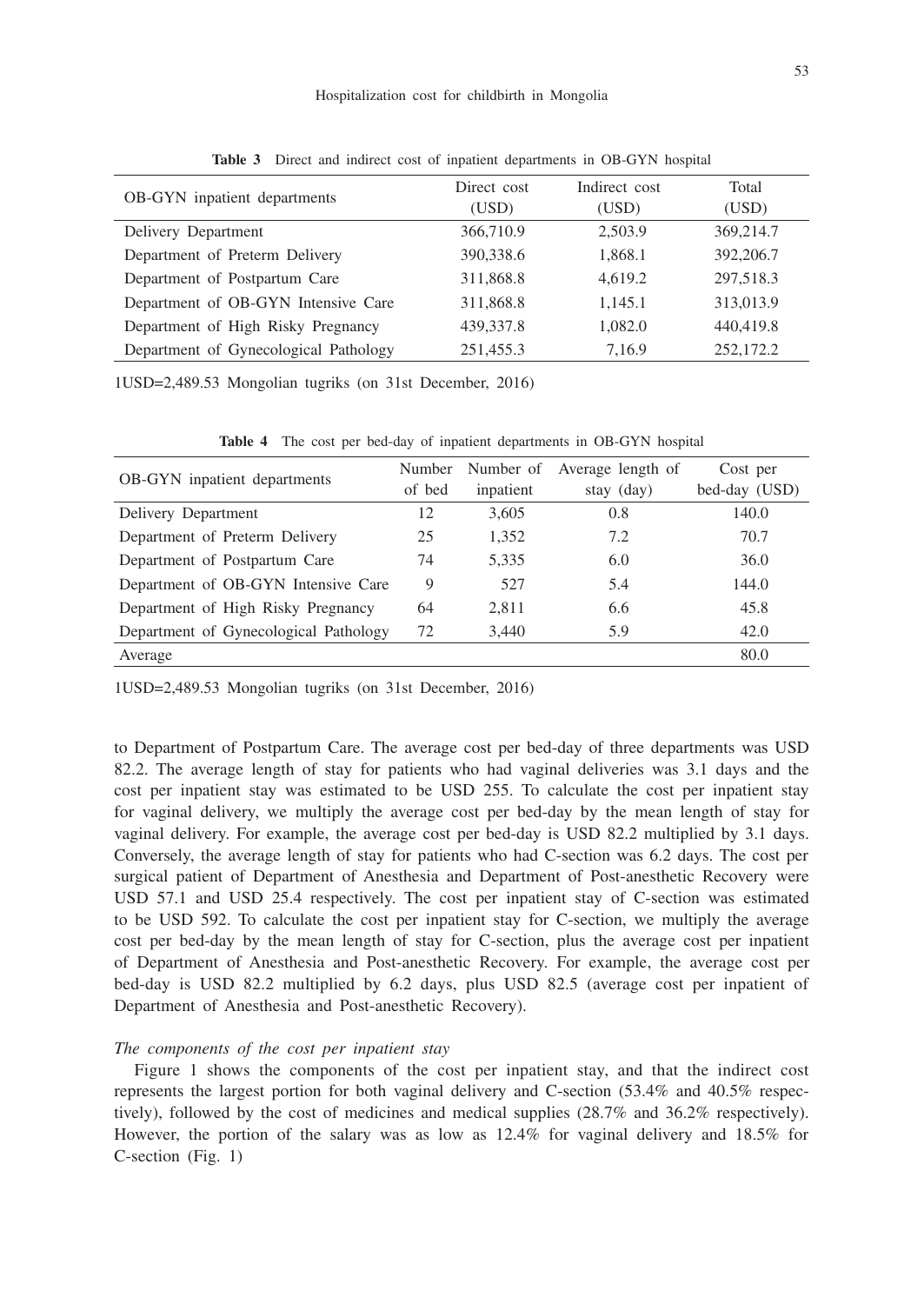**Table 3** Direct and indirect cost of inpatient departments in OB-GYN hospital

| OB-GYN inpatient departments | Direct cost (USD) | Indirect cost (USD) | Total (USD) |
|---|---|---|---|
| Delivery Department | 366,710.9 | 2,503.9 | 369,214.7 |
| Department of Preterm Delivery | 390,338.6 | 1,868.1 | 392,206.7 |
| Department of Postpartum Care | 311,868.8 | 4,619.2 | 297,518.3 |
| Department of OB-GYN Intensive Care | 311,868.8 | 1,145.1 | 313,013.9 |
| Department of High Risky Pregnancy | 439,337.8 | 1,082.0 | 440,419.8 |
| Department of Gynecological Pathology | 251,455.3 | 7,16.9 | 252,172.2 |

1USD=2,489.53 Mongolian tugriks (on 31st December, 2016)

**Table 4** The cost per bed-day of inpatient departments in OB-GYN hospital

| OB-GYN inpatient departments | Number of bed | Number of inpatient | Average length of stay (day) | Cost per bed-day (USD) |
|---|---|---|---|---|
| Delivery Department | 12 | 3,605 | 0.8 | 140.0 |
| Department of Preterm Delivery | 25 | 1,352 | 7.2 | 70.7 |
| Department of Postpartum Care | 74 | 5,335 | 6.0 | 36.0 |
| Department of OB-GYN Intensive Care | 9 | 527 | 5.4 | 144.0 |
| Department of High Risky Pregnancy | 64 | 2,811 | 6.6 | 45.8 |
| Department of Gynecological Pathology | 72 | 3,440 | 5.9 | 42.0 |
| Average | | | | 80.0 |

1USD=2,489.53 Mongolian tugriks (on 31st December, 2016)

to Department of Postpartum Care. The average cost per bed-day of three departments was USD 82.2. The average length of stay for patients who had vaginal deliveries was 3.1 days and the cost per inpatient stay was estimated to be USD 255. To calculate the cost per inpatient stay for vaginal delivery, we multiply the average cost per bed-day by the mean length of stay for vaginal delivery. For example, the average cost per bed-day is USD 82.2 multiplied by 3.1 days. Conversely, the average length of stay for patients who had C-section was 6.2 days. The cost per surgical patient of Department of Anesthesia and Department of Post-anesthetic Recovery were USD 57.1 and USD 25.4 respectively. The cost per inpatient stay of C-section was estimated to be USD 592. To calculate the cost per inpatient stay for C-section, we multiply the average cost per bed-day by the mean length of stay for C-section, plus the average cost per inpatient of Department of Anesthesia and Post-anesthetic Recovery. For example, the average cost per bed-day is USD 82.2 multiplied by 6.2 days, plus USD 82.5 (average cost per inpatient of Department of Anesthesia and Post-anesthetic Recovery).

*The components of the cost per inpatient stay*

Figure 1 shows the components of the cost per inpatient stay, and that the indirect cost represents the largest portion for both vaginal delivery and C-section (53.4% and 40.5% respectively), followed by the cost of medicines and medical supplies (28.7% and 36.2% respectively). However, the portion of the salary was as low as 12.4% for vaginal delivery and 18.5% for C-section (Fig. 1)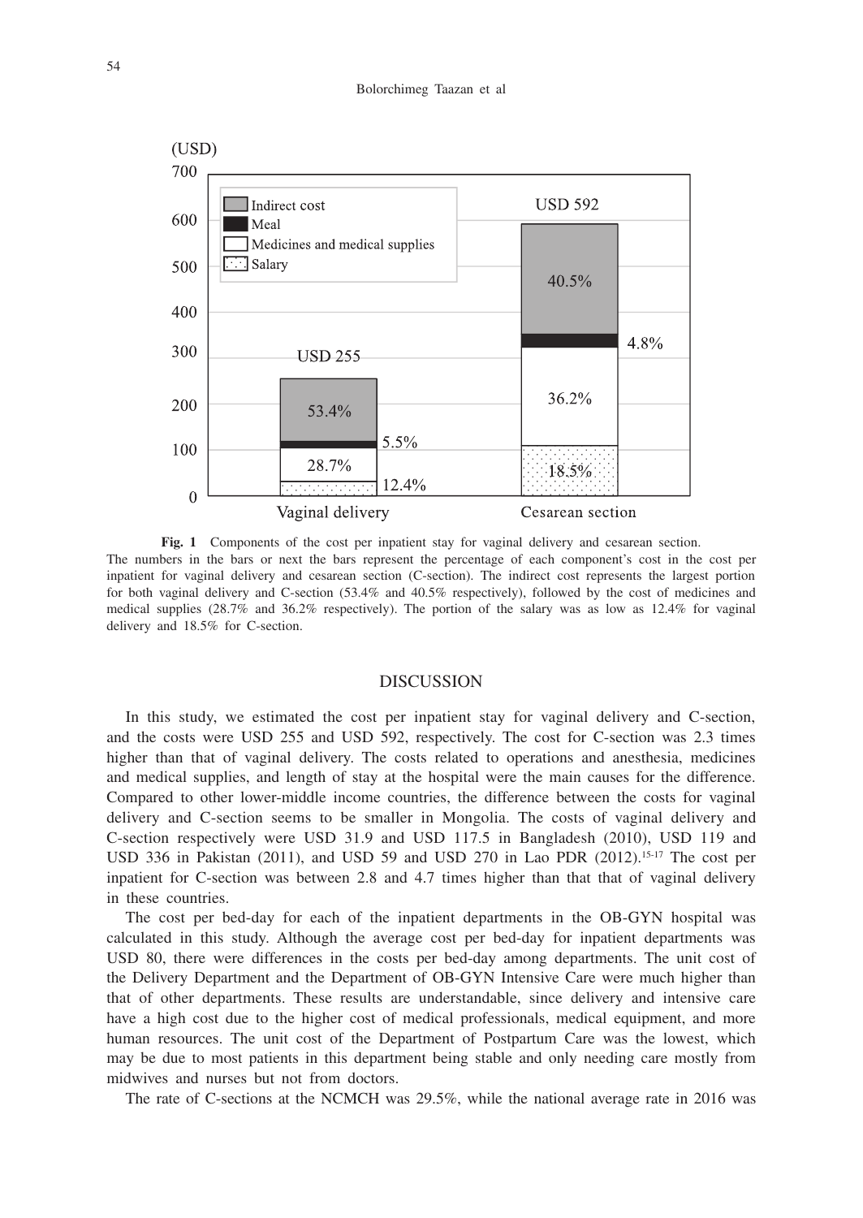**Fig. 1** Components of the cost per inpatient stay for vaginal delivery and cesarean section.
The numbers in the bars or next the bars represent the percentage of each component's cost in the cost per inpatient for vaginal delivery and cesarean section (C-section). The indirect cost represents the largest portion for both vaginal delivery and C-section (53.4% and 40.5% respectively), followed by the cost of medicines and medical supplies (28.7% and 36.2% respectively). The portion of the salary was as low as 12.4% for vaginal delivery and 18.5% for C-section.

## DISCUSSION

In this study, we estimated the cost per inpatient stay for vaginal delivery and C-section, and the costs were USD 255 and USD 592, respectively. The cost for C-section was 2.3 times higher than that of vaginal delivery. The costs related to operations and anesthesia, medicines and medical supplies, and length of stay at the hospital were the main causes for the difference. Compared to other lower-middle income countries, the difference between the costs for vaginal delivery and C-section seems to be smaller in Mongolia. The costs of vaginal delivery and C-section respectively were USD 31.9 and USD 117.5 in Bangladesh (2010), USD 119 and USD 336 in Pakistan (2011), and USD 59 and USD 270 in Lao PDR (2012).[15-17] The cost per inpatient for C-section was between 2.8 and 4.7 times higher than that that of vaginal delivery in these countries.

The cost per bed-day for each of the inpatient departments in the OB-GYN hospital was calculated in this study. Although the average cost per bed-day for inpatient departments was USD 80, there were differences in the costs per bed-day among departments. The unit cost of the Delivery Department and the Department of OB-GYN Intensive Care were much higher than that of other departments. These results are understandable, since delivery and intensive care have a high cost due to the higher cost of medical professionals, medical equipment, and more human resources. The unit cost of the Department of Postpartum Care was the lowest, which may be due to most patients in this department being stable and only needing care mostly from midwives and nurses but not from doctors.

The rate of C-sections at the NCMCH was 29.5%, while the national average rate in 2016 was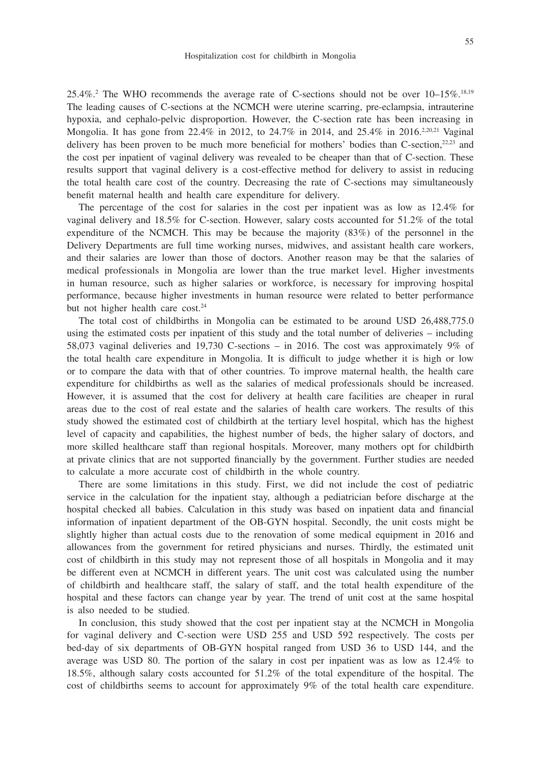25.4%.[2] The WHO recommends the average rate of C-sections should not be over 10–15%.[18,19] The leading causes of C-sections at the NCMCH were uterine scarring, pre-eclampsia, intrauterine hypoxia, and cephalo-pelvic disproportion. However, the C-section rate has been increasing in Mongolia. It has gone from 22.4% in 2012, to 24.7% in 2014, and 25.4% in 2016.[2,20,21] Vaginal delivery has been proven to be much more beneficial for mothers' bodies than C-section,[22,23] and the cost per inpatient of vaginal delivery was revealed to be cheaper than that of C-section. These results support that vaginal delivery is a cost-effective method for delivery to assist in reducing the total health care cost of the country. Decreasing the rate of C-sections may simultaneously benefit maternal health and health care expenditure for delivery.

The percentage of the cost for salaries in the cost per inpatient was as low as 12.4% for vaginal delivery and 18.5% for C-section. However, salary costs accounted for 51.2% of the total expenditure of the NCMCH. This may be because the majority (83%) of the personnel in the Delivery Departments are full time working nurses, midwives, and assistant health care workers, and their salaries are lower than those of doctors. Another reason may be that the salaries of medical professionals in Mongolia are lower than the true market level. Higher investments in human resource, such as higher salaries or workforce, is necessary for improving hospital performance, because higher investments in human resource were related to better performance but not higher health care cost.[24]

The total cost of childbirths in Mongolia can be estimated to be around USD 26,488,775.0 using the estimated costs per inpatient of this study and the total number of deliveries – including 58,073 vaginal deliveries and 19,730 C-sections – in 2016. The cost was approximately 9% of the total health care expenditure in Mongolia. It is difficult to judge whether it is high or low or to compare the data with that of other countries. To improve maternal health, the health care expenditure for childbirths as well as the salaries of medical professionals should be increased. However, it is assumed that the cost for delivery at health care facilities are cheaper in rural areas due to the cost of real estate and the salaries of health care workers. The results of this study showed the estimated cost of childbirth at the tertiary level hospital, which has the highest level of capacity and capabilities, the highest number of beds, the higher salary of doctors, and more skilled healthcare staff than regional hospitals. Moreover, many mothers opt for childbirth at private clinics that are not supported financially by the government. Further studies are needed to calculate a more accurate cost of childbirth in the whole country.

There are some limitations in this study. First, we did not include the cost of pediatric service in the calculation for the inpatient stay, although a pediatrician before discharge at the hospital checked all babies. Calculation in this study was based on inpatient data and financial information of inpatient department of the OB-GYN hospital. Secondly, the unit costs might be slightly higher than actual costs due to the renovation of some medical equipment in 2016 and allowances from the government for retired physicians and nurses. Thirdly, the estimated unit cost of childbirth in this study may not represent those of all hospitals in Mongolia and it may be different even at NCMCH in different years. The unit cost was calculated using the number of childbirth and healthcare staff, the salary of staff, and the total health expenditure of the hospital and these factors can change year by year. The trend of unit cost at the same hospital is also needed to be studied.

In conclusion, this study showed that the cost per inpatient stay at the NCMCH in Mongolia for vaginal delivery and C-section were USD 255 and USD 592 respectively. The costs per bed-day of six departments of OB-GYN hospital ranged from USD 36 to USD 144, and the average was USD 80. The portion of the salary in cost per inpatient was as low as 12.4% to 18.5%, although salary costs accounted for 51.2% of the total expenditure of the hospital. The cost of childbirths seems to account for approximately 9% of the total health care expenditure.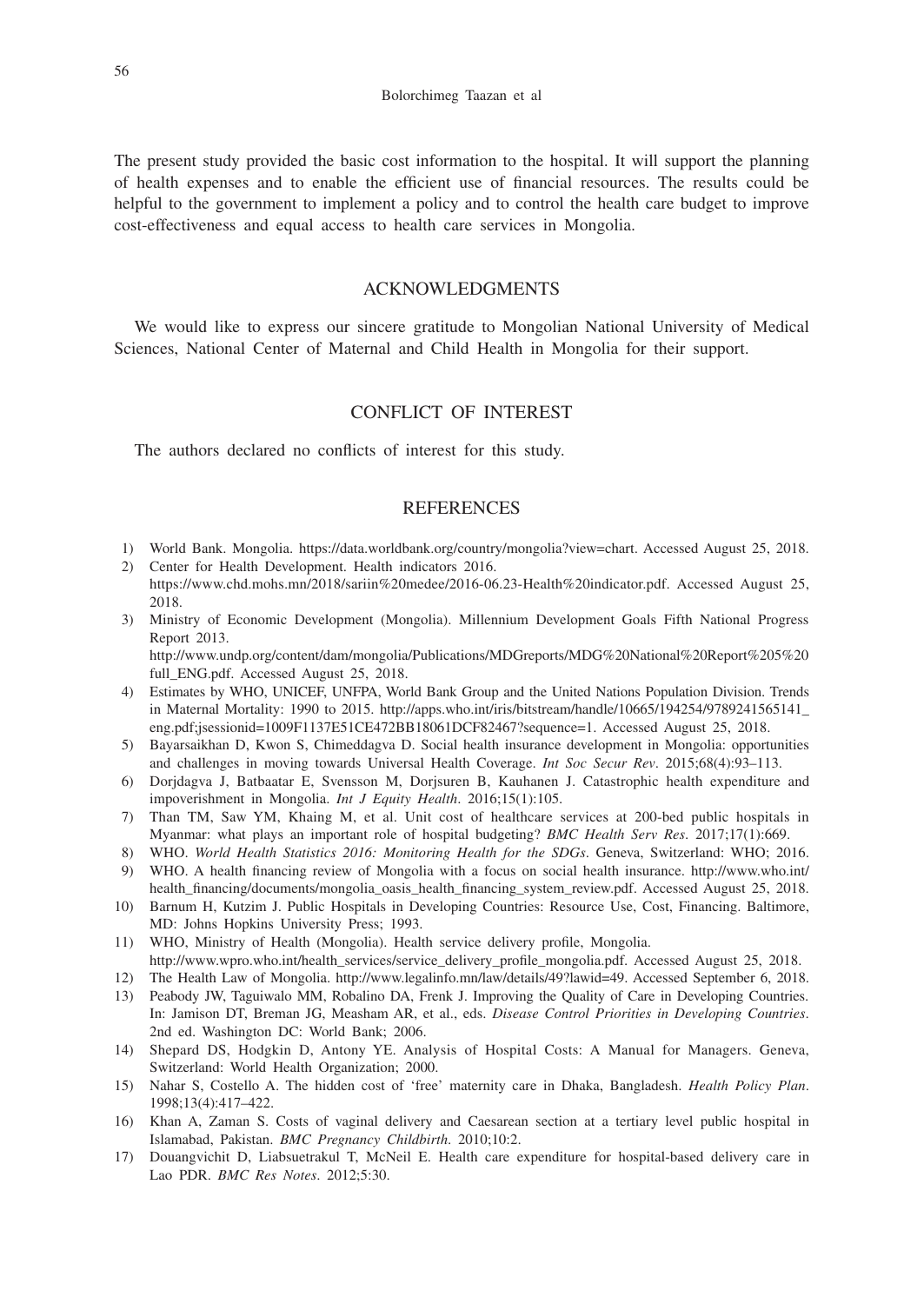The present study provided the basic cost information to the hospital. It will support the planning of health expenses and to enable the efficient use of financial resources. The results could be helpful to the government to implement a policy and to control the health care budget to improve cost-effectiveness and equal access to health care services in Mongolia.

## ACKNOWLEDGMENTS

We would like to express our sincere gratitude to Mongolian National University of Medical Sciences, National Center of Maternal and Child Health in Mongolia for their support.

## CONFLICT OF INTEREST

The authors declared no conflicts of interest for this study.

## REFERENCES

1) World Bank. Mongolia. https://data.worldbank.org/country/mongolia?view=chart. Accessed August 25, 2018.
2) Center for Health Development. Health indicators 2016. https://www.chd.mohs.mn/2018/sariin%20medee/2016-06.23-Health%20indicator.pdf. Accessed August 25, 2018.
3) Ministry of Economic Development (Mongolia). Millennium Development Goals Fifth National Progress Report 2013. http://www.undp.org/content/dam/mongolia/Publications/MDGreports/MDG%20National%20Report%205%20full_ENG.pdf. Accessed August 25, 2018.
4) Estimates by WHO, UNICEF, UNFPA, World Bank Group and the United Nations Population Division. Trends in Maternal Mortality: 1990 to 2015. http://apps.who.int/iris/bitstream/handle/10665/194254/9789241565141_eng.pdf;jsessionid=1009F1137E51CE472BB18061DCF82467?sequence=1. Accessed August 25, 2018.
5) Bayarsaikhan D, Kwon S, Chimeddagva D. Social health insurance development in Mongolia: opportunities and challenges in moving towards Universal Health Coverage. *Int Soc Secur Rev*. 2015;68(4):93–113.
6) Dorjdagva J, Batbaatar E, Svensson M, Dorjsuren B, Kauhanen J. Catastrophic health expenditure and impoverishment in Mongolia. *Int J Equity Health*. 2016;15(1):105.
7) Than TM, Saw YM, Khaing M, et al. Unit cost of healthcare services at 200-bed public hospitals in Myanmar: what plays an important role of hospital budgeting? *BMC Health Serv Res*. 2017;17(1):669.
8) WHO. *World Health Statistics 2016: Monitoring Health for the SDGs*. Geneva, Switzerland: WHO; 2016.
9) WHO. A health financing review of Mongolia with a focus on social health insurance. http://www.who.int/health_financing/documents/mongolia_oasis_health_financing_system_review.pdf. Accessed August 25, 2018.
10) Barnum H, Kutzim J. Public Hospitals in Developing Countries: Resource Use, Cost, Financing. Baltimore, MD: Johns Hopkins University Press; 1993.
11) WHO, Ministry of Health (Mongolia). Health service delivery profile, Mongolia. http://www.wpro.who.int/health_services/service_delivery_profile_mongolia.pdf. Accessed August 25, 2018.
12) The Health Law of Mongolia. http://www.legalinfo.mn/law/details/49?lawid=49. Accessed September 6, 2018.
13) Peabody JW, Taguiwalo MM, Robalino DA, Frenk J. Improving the Quality of Care in Developing Countries. In: Jamison DT, Breman JG, Measham AR, et al., eds. *Disease Control Priorities in Developing Countries*. 2nd ed. Washington DC: World Bank; 2006.
14) Shepard DS, Hodgkin D, Antony YE. Analysis of Hospital Costs: A Manual for Managers. Geneva, Switzerland: World Health Organization; 2000.
15) Nahar S, Costello A. The hidden cost of 'free' maternity care in Dhaka, Bangladesh. *Health Policy Plan*. 1998;13(4):417–422.
16) Khan A, Zaman S. Costs of vaginal delivery and Caesarean section at a tertiary level public hospital in Islamabad, Pakistan. *BMC Pregnancy Childbirth*. 2010;10:2.
17) Douangvichit D, Liabsuetrakul T, McNeil E. Health care expenditure for hospital-based delivery care in Lao PDR. *BMC Res Notes*. 2012;5:30.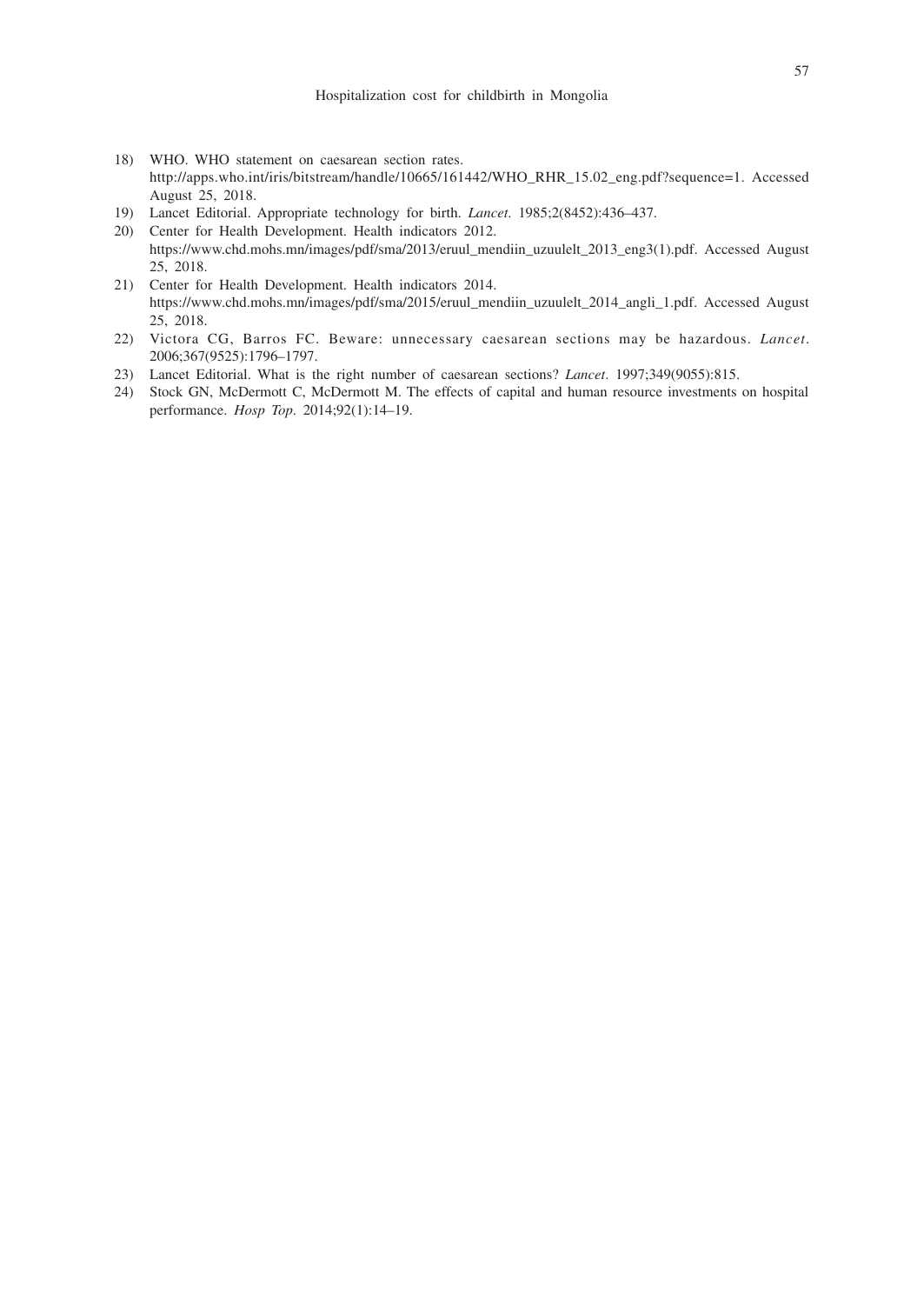18) WHO. WHO statement on caesarean section rates. http://apps.who.int/iris/bitstream/handle/10665/161442/WHO_RHR_15.02_eng.pdf?sequence=1. Accessed August 25, 2018.
19) Lancet Editorial. Appropriate technology for birth. *Lancet*. 1985;2(8452):436–437.
20) Center for Health Development. Health indicators 2012. https://www.chd.mohs.mn/images/pdf/sma/2013/eruul_mendiin_uzuulelt_2013_eng3(1).pdf. Accessed August 25, 2018.
21) Center for Health Development. Health indicators 2014. https://www.chd.mohs.mn/images/pdf/sma/2015/eruul_mendiin_uzuulelt_2014_angli_1.pdf. Accessed August 25, 2018.
22) Victora CG, Barros FC. Beware: unnecessary caesarean sections may be hazardous. *Lancet*. 2006;367(9525):1796–1797.
23) Lancet Editorial. What is the right number of caesarean sections? *Lancet*. 1997;349(9055):815.
24) Stock GN, McDermott C, McDermott M. The effects of capital and human resource investments on hospital performance. *Hosp Top*. 2014;92(1):14–19.